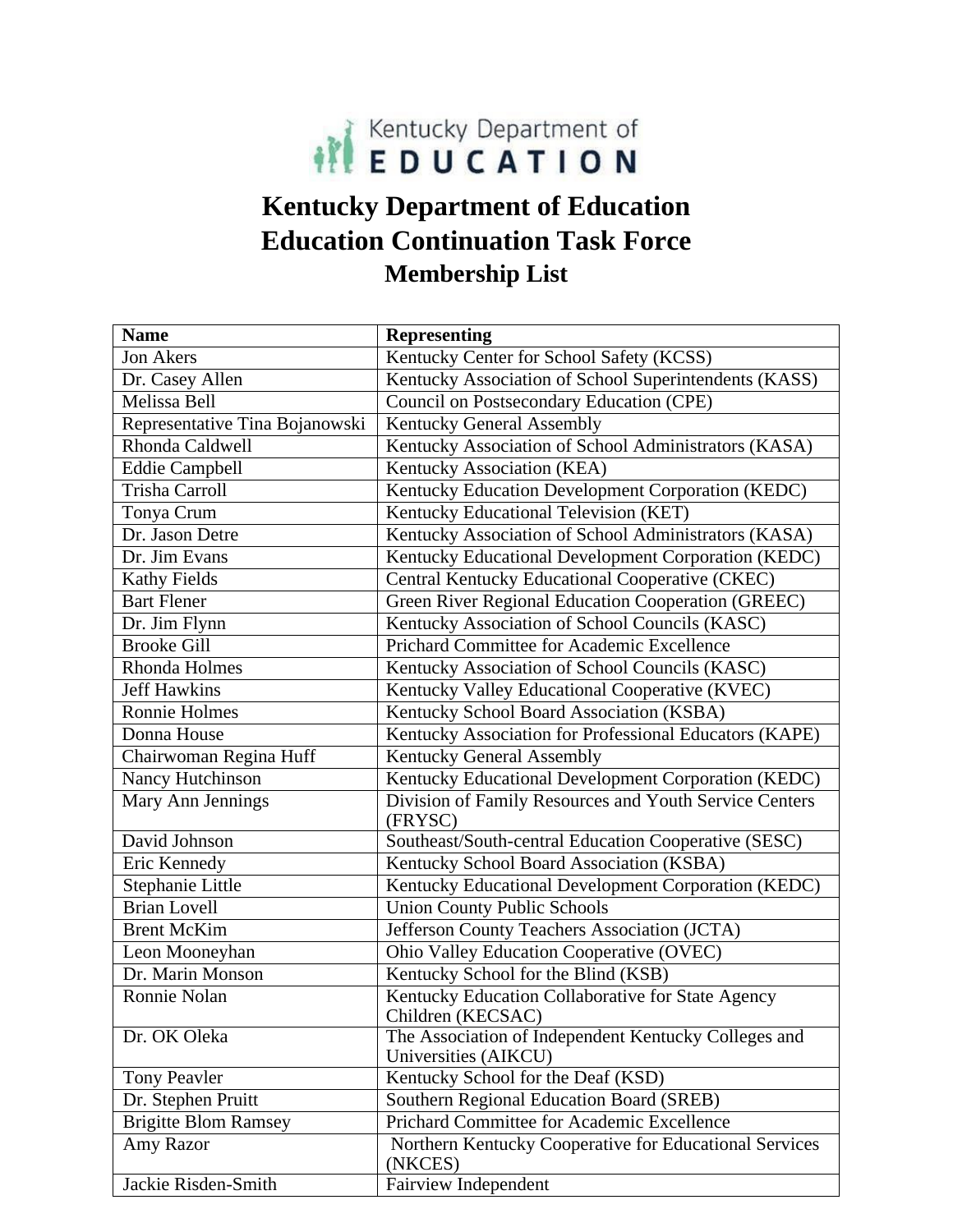# Kentucky Department of Education

## Education Continuation Task Force

### Membership List

| Name | Representing |
|---|---|
| Jon Akers | Kentucky Center for School Safety (KCSS) |
| Dr. Casey Allen | Kentucky Association of School Superintendents (KASS) |
| Melissa Bell | Council on Postsecondary Education (CPE) |
| Representative Tina Bojanowski | Kentucky General Assembly |
| Rhonda Caldwell | Kentucky Association of School Administrators (KASA) |
| Eddie Campbell | Kentucky Association (KEA) |
| Trisha Carroll | Kentucky Education Development Corporation (KEDC) |
| Tonya Crum | Kentucky Educational Television (KET) |
| Dr. Jason Detre | Kentucky Association of School Administrators (KASA) |
| Dr. Jim Evans | Kentucky Educational Development Corporation (KEDC) |
| Kathy Fields | Central Kentucky Educational Cooperative (CKEC) |
| Bart Flener | Green River Regional Education Cooperation (GREEC) |
| Dr. Jim Flynn | Kentucky Association of School Councils (KASC) |
| Brooke Gill | Prichard Committee for Academic Excellence |
| Rhonda Holmes | Kentucky Association of School Councils (KASC) |
| Jeff Hawkins | Kentucky Valley Educational Cooperative (KVEC) |
| Ronnie Holmes | Kentucky School Board Association (KSBA) |
| Donna House | Kentucky Association for Professional Educators (KAPE) |
| Chairwoman Regina Huff | Kentucky General Assembly |
| Nancy Hutchinson | Kentucky Educational Development Corporation (KEDC) |
| Mary Ann Jennings | Division of Family Resources and Youth Service Centers (FRYSC) |
| David Johnson | Southeast/South-central Education Cooperative (SESC) |
| Eric Kennedy | Kentucky School Board Association (KSBA) |
| Stephanie Little | Kentucky Educational Development Corporation (KEDC) |
| Brian Lovell | Union County Public Schools |
| Brent McKim | Jefferson County Teachers Association (JCTA) |
| Leon Mooneyhan | Ohio Valley Education Cooperative (OVEC) |
| Dr. Marin Monson | Kentucky School for the Blind (KSB) |
| Ronnie Nolan | Kentucky Education Collaborative for State Agency Children (KECSAC) |
| Dr. OK Oleka | The Association of Independent Kentucky Colleges and Universities (AIKCU) |
| Tony Peavler | Kentucky School for the Deaf (KSD) |
| Dr. Stephen Pruitt | Southern Regional Education Board (SREB) |
| Brigitte Blom Ramsey | Prichard Committee for Academic Excellence |
| Amy Razor | Northern Kentucky Cooperative for Educational Services (NKCES) |
| Jackie Risden-Smith | Fairview Independent |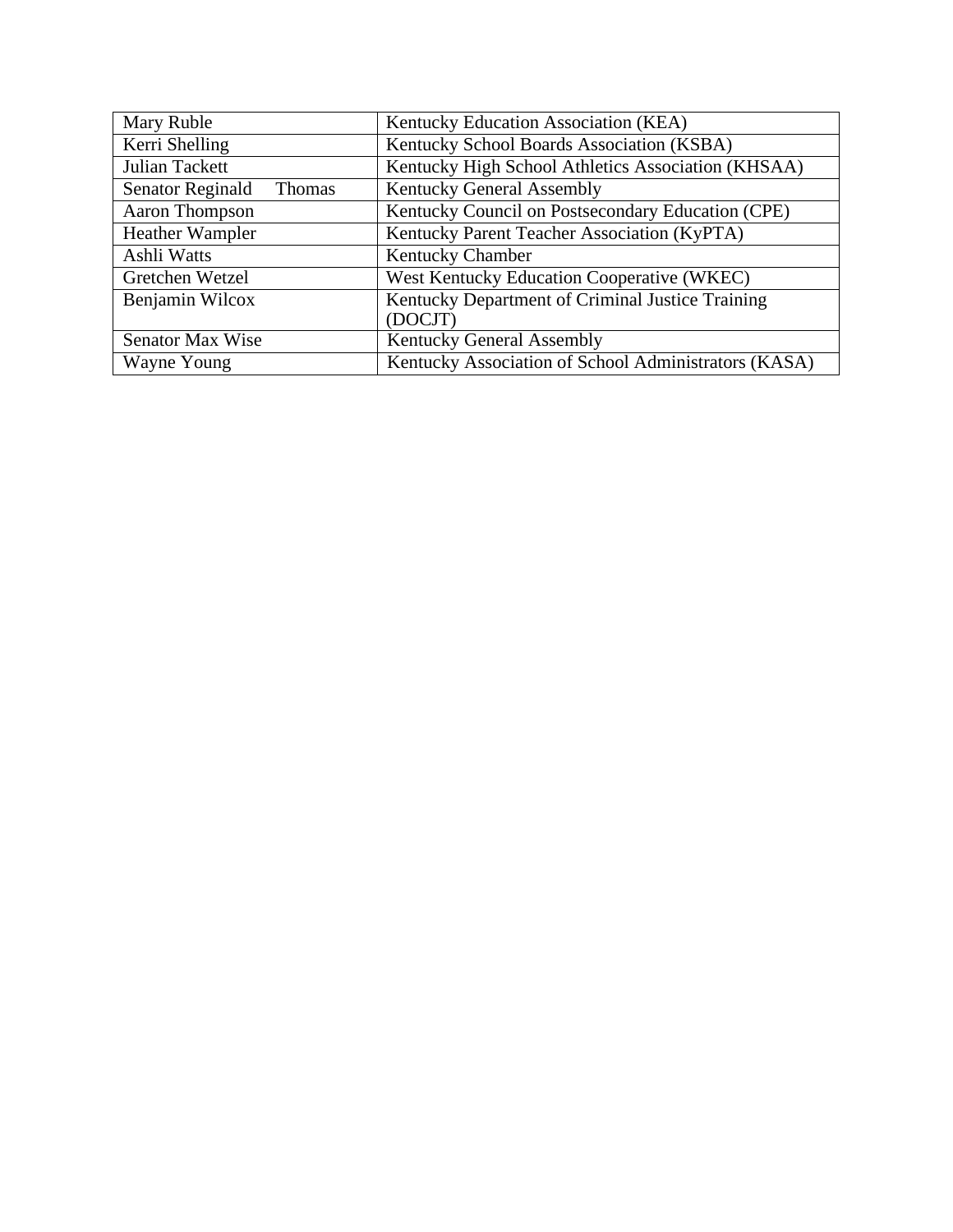| | |
|---|---|
| Mary Ruble | Kentucky Education Association (KEA) |
| Kerri Shelling | Kentucky School Boards Association (KSBA) |
| Julian Tackett | Kentucky High School Athletics Association (KHSAA) |
| Senator Reginald Thomas | Kentucky General Assembly |
| Aaron Thompson | Kentucky Council on Postsecondary Education (CPE) |
| Heather Wampler | Kentucky Parent Teacher Association (KyPTA) |
| Ashli Watts | Kentucky Chamber |
| Gretchen Wetzel | West Kentucky Education Cooperative (WKEC) |
| Benjamin Wilcox | Kentucky Department of Criminal Justice Training (DOCJT) |
| Senator Max Wise | Kentucky General Assembly |
| Wayne Young | Kentucky Association of School Administrators (KASA) |